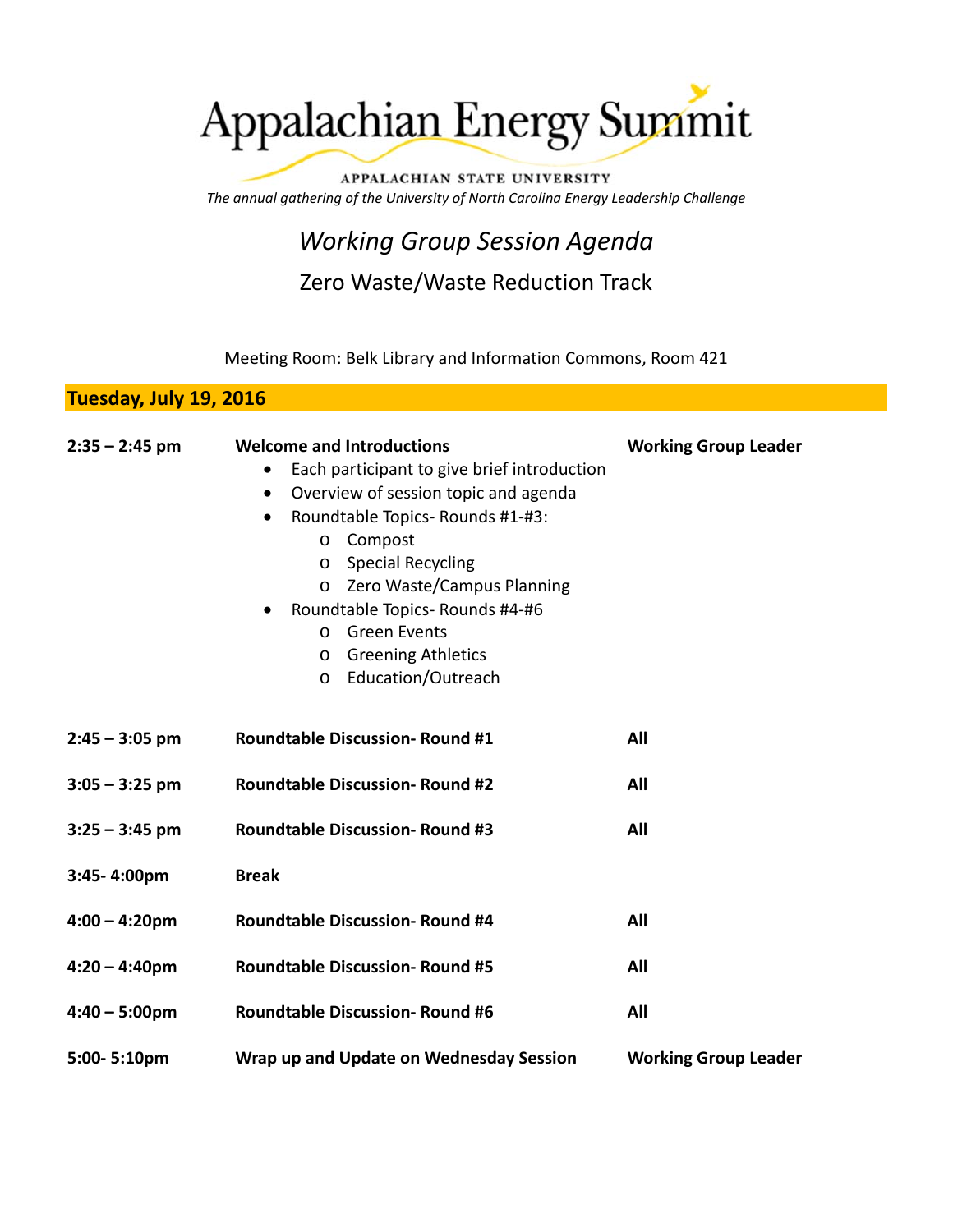# Appalachian Energy Summit

APPALACHIAN STATE UNIVERSITY

*The annual gathering of the University of North Carolina Energy Leadership Challenge*

## *Working Group Session Agenda*

## Zero Waste/Waste Reduction Track

Meeting Room: Belk Library and Information Commons, Room 421

### Tuesday, July 19, 2016

| Time | Session | Lead |
|---|---|---|
| **2:35 – 2:45 pm** | **Welcome and Introductions**<br>• Each participant to give brief introduction<br>• Overview of session topic and agenda<br>• Roundtable Topics- Rounds #1-#3:<br>&nbsp;&nbsp;&nbsp;o Compost<br>&nbsp;&nbsp;&nbsp;o Special Recycling<br>&nbsp;&nbsp;&nbsp;o Zero Waste/Campus Planning<br>• Roundtable Topics- Rounds #4-#6<br>&nbsp;&nbsp;&nbsp;o Green Events<br>&nbsp;&nbsp;&nbsp;o Greening Athletics<br>&nbsp;&nbsp;&nbsp;o Education/Outreach | **Working Group Leader** |
| **2:45 – 3:05 pm** | **Roundtable Discussion- Round #1** | **All** |
| **3:05 – 3:25 pm** | **Roundtable Discussion- Round #2** | **All** |
| **3:25 – 3:45 pm** | **Roundtable Discussion- Round #3** | **All** |
| **3:45- 4:00pm** | **Break** | |
| **4:00 – 4:20pm** | **Roundtable Discussion- Round #4** | **All** |
| **4:20 – 4:40pm** | **Roundtable Discussion- Round #5** | **All** |
| **4:40 – 5:00pm** | **Roundtable Discussion- Round #6** | **All** |
| **5:00- 5:10pm** | **Wrap up and Update on Wednesday Session** | **Working Group Leader** |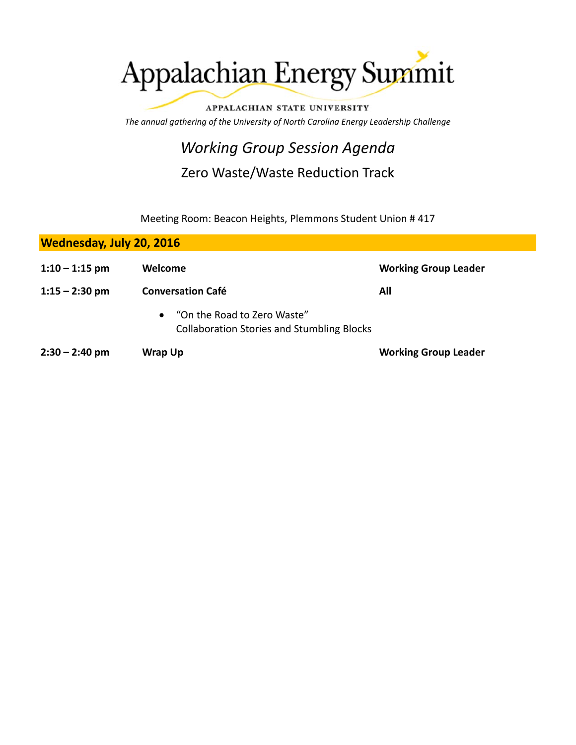# Appalachian Energy Summit

APPALACHIAN STATE UNIVERSITY

*The annual gathering of the University of North Carolina Energy Leadership Challenge*

## *Working Group Session Agenda*

### Zero Waste/Waste Reduction Track

Meeting Room: Beacon Heights, Plemmons Student Union # 417

**Wednesday, July 20, 2016**

| | | |
|---|---|---|
| **1:10 – 1:15 pm** | **Welcome** | **Working Group Leader** |
| **1:15 – 2:30 pm** | **Conversation Café** | **All** |
| | • "On the Road to Zero Waste" Collaboration Stories and Stumbling Blocks | |
| **2:30 – 2:40 pm** | **Wrap Up** | **Working Group Leader** |